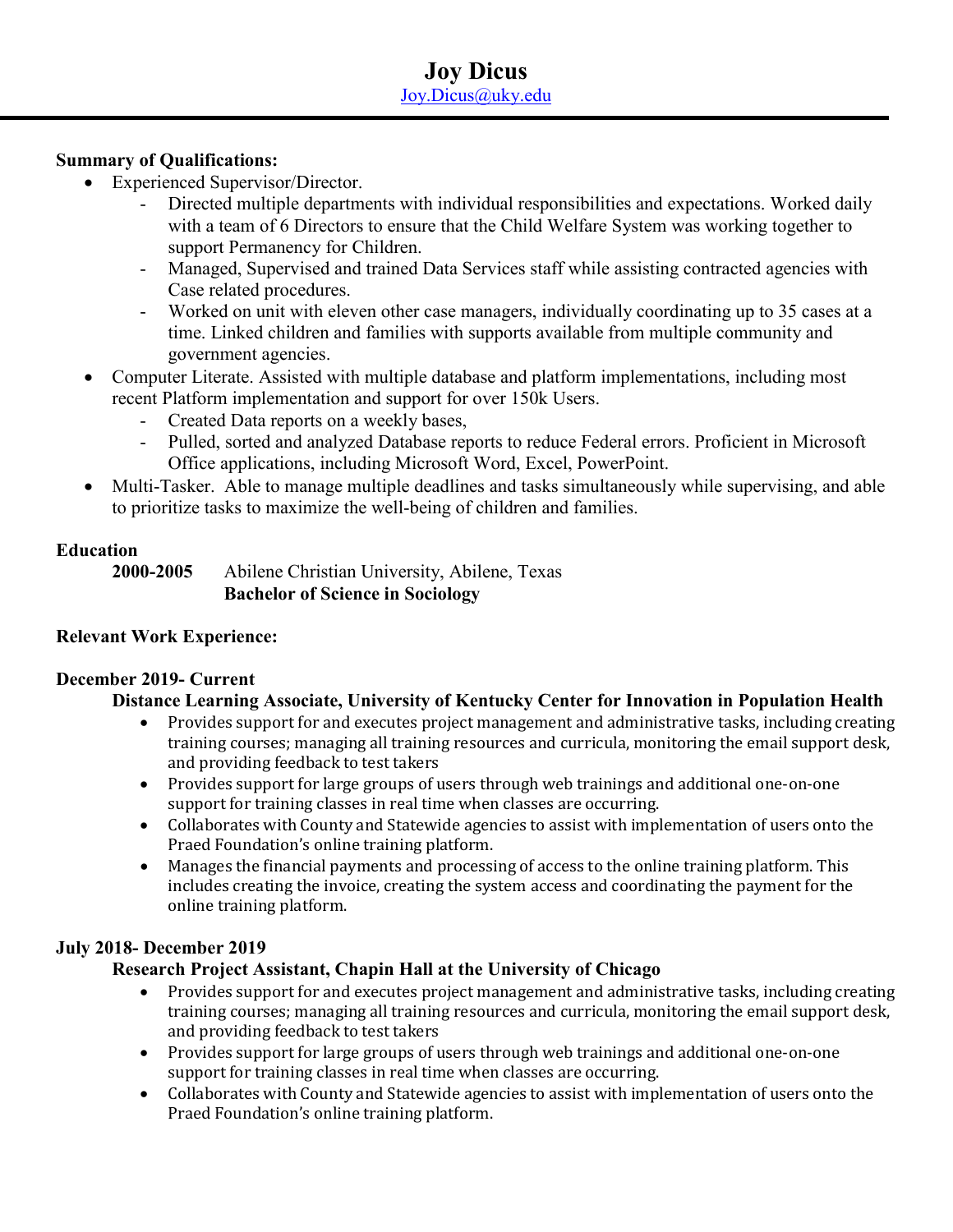# Joy Dicus

Joy.Dicus@uky.edu

**Summary of Qualifications:**

- Experienced Supervisor/Director.
  - Directed multiple departments with individual responsibilities and expectations. Worked daily with a team of 6 Directors to ensure that the Child Welfare System was working together to support Permanency for Children.
  - Managed, Supervised and trained Data Services staff while assisting contracted agencies with Case related procedures.
  - Worked on unit with eleven other case managers, individually coordinating up to 35 cases at a time. Linked children and families with supports available from multiple community and government agencies.
- Computer Literate. Assisted with multiple database and platform implementations, including most recent Platform implementation and support for over 150k Users.
  - Created Data reports on a weekly bases,
  - Pulled, sorted and analyzed Database reports to reduce Federal errors. Proficient in Microsoft Office applications, including Microsoft Word, Excel, PowerPoint.
- Multi-Tasker. Able to manage multiple deadlines and tasks simultaneously while supervising, and able to prioritize tasks to maximize the well-being of children and families.

**Education**

**2000-2005** Abilene Christian University, Abilene, Texas
**Bachelor of Science in Sociology**

**Relevant Work Experience:**

**December 2019- Current**

**Distance Learning Associate, University of Kentucky Center for Innovation in Population Health**

- Provides support for and executes project management and administrative tasks, including creating training courses; managing all training resources and curricula, monitoring the email support desk, and providing feedback to test takers
- Provides support for large groups of users through web trainings and additional one-on-one support for training classes in real time when classes are occurring.
- Collaborates with County and Statewide agencies to assist with implementation of users onto the Praed Foundation's online training platform.
- Manages the financial payments and processing of access to the online training platform. This includes creating the invoice, creating the system access and coordinating the payment for the online training platform.

**July 2018- December 2019**

**Research Project Assistant, Chapin Hall at the University of Chicago**

- Provides support for and executes project management and administrative tasks, including creating training courses; managing all training resources and curricula, monitoring the email support desk, and providing feedback to test takers
- Provides support for large groups of users through web trainings and additional one-on-one support for training classes in real time when classes are occurring.
- Collaborates with County and Statewide agencies to assist with implementation of users onto the Praed Foundation's online training platform.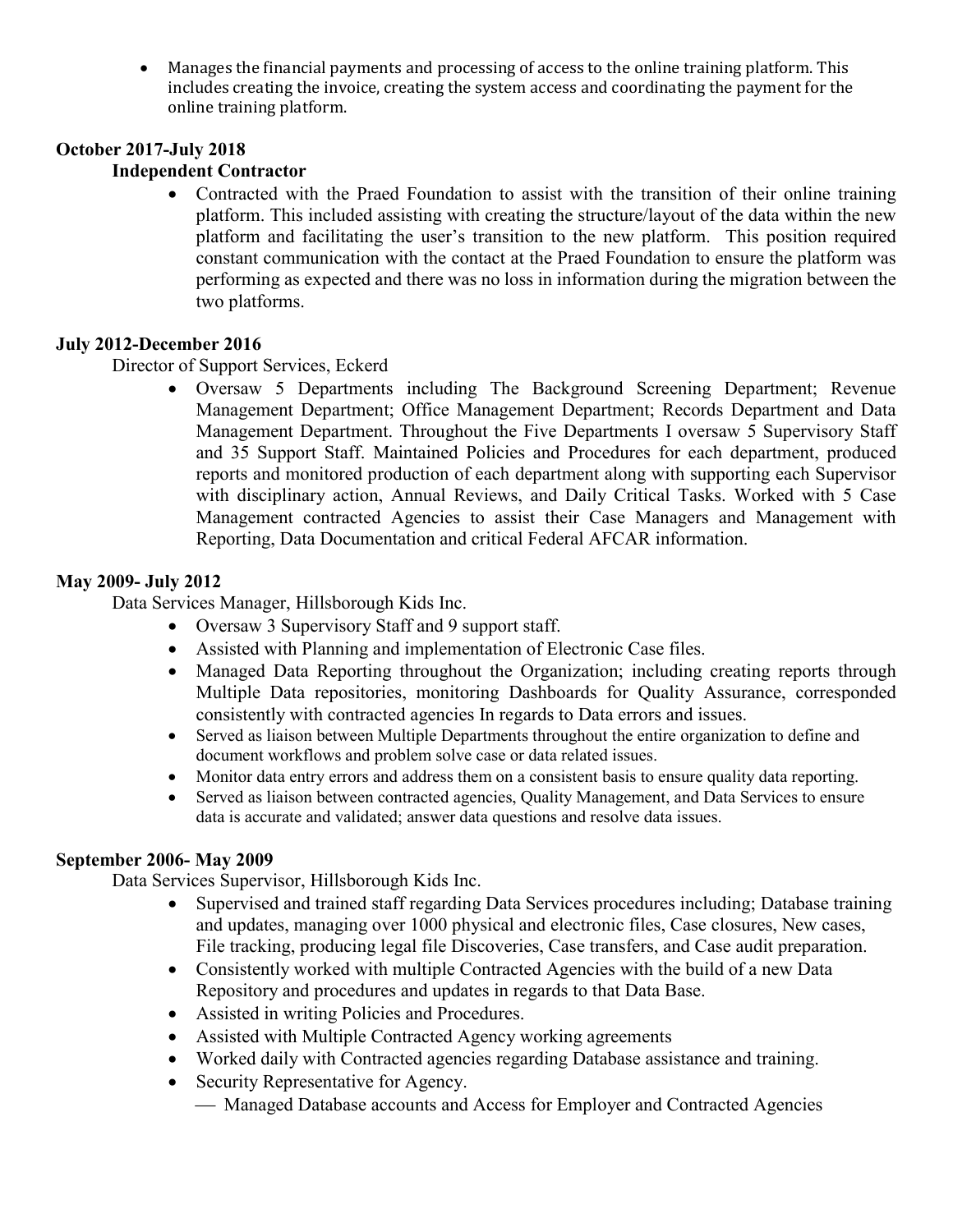- Manages the financial payments and processing of access to the online training platform. This includes creating the invoice, creating the system access and coordinating the payment for the online training platform.

**October 2017-July 2018**

**Independent Contractor**

- Contracted with the Praed Foundation to assist with the transition of their online training platform. This included assisting with creating the structure/layout of the data within the new platform and facilitating the user's transition to the new platform. This position required constant communication with the contact at the Praed Foundation to ensure the platform was performing as expected and there was no loss in information during the migration between the two platforms.

**July 2012-December 2016**

Director of Support Services, Eckerd

- Oversaw 5 Departments including The Background Screening Department; Revenue Management Department; Office Management Department; Records Department and Data Management Department. Throughout the Five Departments I oversaw 5 Supervisory Staff and 35 Support Staff. Maintained Policies and Procedures for each department, produced reports and monitored production of each department along with supporting each Supervisor with disciplinary action, Annual Reviews, and Daily Critical Tasks. Worked with 5 Case Management contracted Agencies to assist their Case Managers and Management with Reporting, Data Documentation and critical Federal AFCAR information.

**May 2009- July 2012**

Data Services Manager, Hillsborough Kids Inc.

- Oversaw 3 Supervisory Staff and 9 support staff.
- Assisted with Planning and implementation of Electronic Case files.
- Managed Data Reporting throughout the Organization; including creating reports through Multiple Data repositories, monitoring Dashboards for Quality Assurance, corresponded consistently with contracted agencies In regards to Data errors and issues.
- Served as liaison between Multiple Departments throughout the entire organization to define and document workflows and problem solve case or data related issues.
- Monitor data entry errors and address them on a consistent basis to ensure quality data reporting.
- Served as liaison between contracted agencies, Quality Management, and Data Services to ensure data is accurate and validated; answer data questions and resolve data issues.

**September 2006- May 2009**

Data Services Supervisor, Hillsborough Kids Inc.

- Supervised and trained staff regarding Data Services procedures including; Database training and updates, managing over 1000 physical and electronic files, Case closures, New cases, File tracking, producing legal file Discoveries, Case transfers, and Case audit preparation.
- Consistently worked with multiple Contracted Agencies with the build of a new Data Repository and procedures and updates in regards to that Data Base.
- Assisted in writing Policies and Procedures.
- Assisted with Multiple Contracted Agency working agreements
- Worked daily with Contracted agencies regarding Database assistance and training.
- Security Representative for Agency.
  - Managed Database accounts and Access for Employer and Contracted Agencies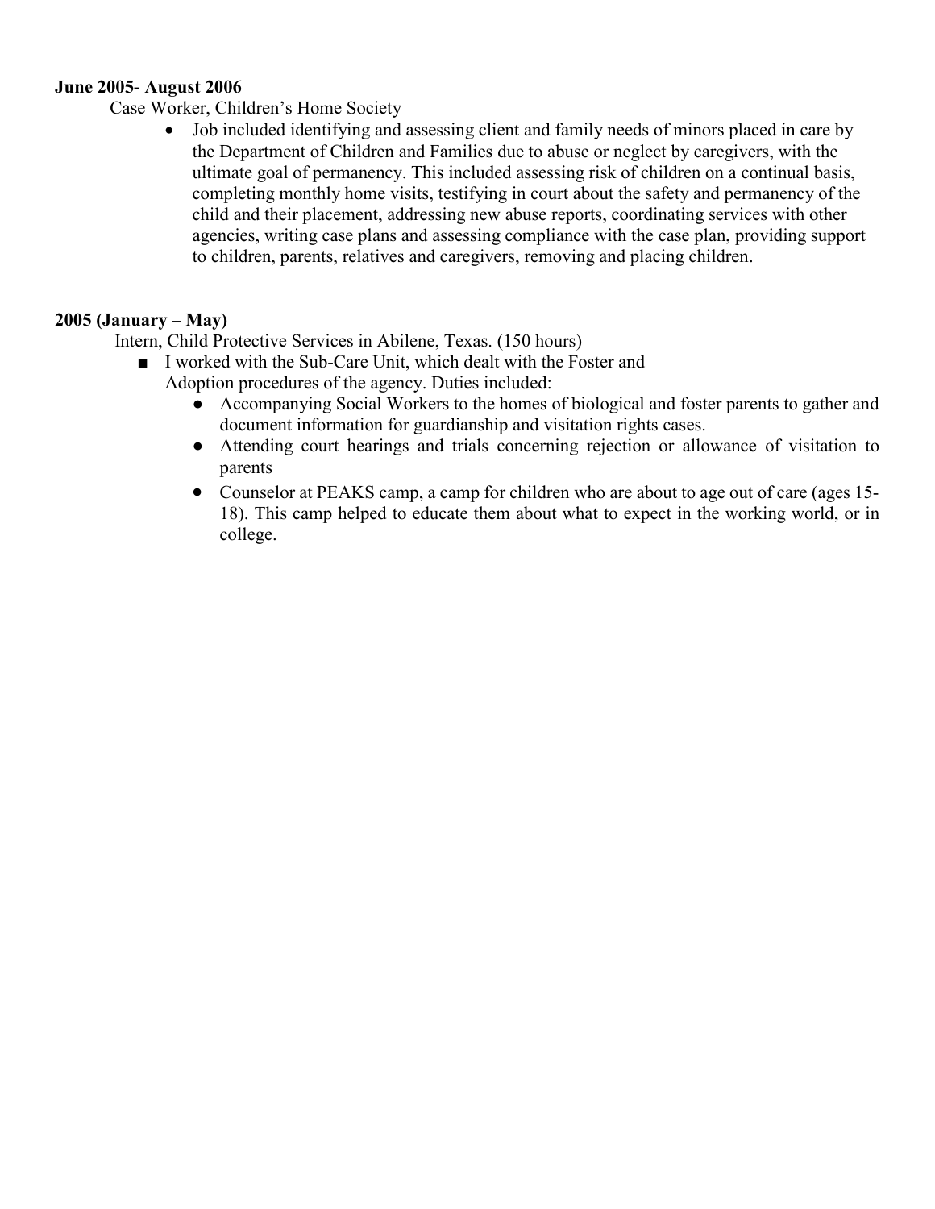**June 2005- August 2006**

Case Worker, Children's Home Society

- Job included identifying and assessing client and family needs of minors placed in care by the Department of Children and Families due to abuse or neglect by caregivers, with the ultimate goal of permanency. This included assessing risk of children on a continual basis, completing monthly home visits, testifying in court about the safety and permanency of the child and their placement, addressing new abuse reports, coordinating services with other agencies, writing case plans and assessing compliance with the case plan, providing support to children, parents, relatives and caregivers, removing and placing children.

**2005 (January – May)**

Intern, Child Protective Services in Abilene, Texas. (150 hours)

- I worked with the Sub-Care Unit, which dealt with the Foster and Adoption procedures of the agency. Duties included:
    - Accompanying Social Workers to the homes of biological and foster parents to gather and document information for guardianship and visitation rights cases.
    - Attending court hearings and trials concerning rejection or allowance of visitation to parents
    - Counselor at PEAKS camp, a camp for children who are about to age out of care (ages 15-18). This camp helped to educate them about what to expect in the working world, or in college.